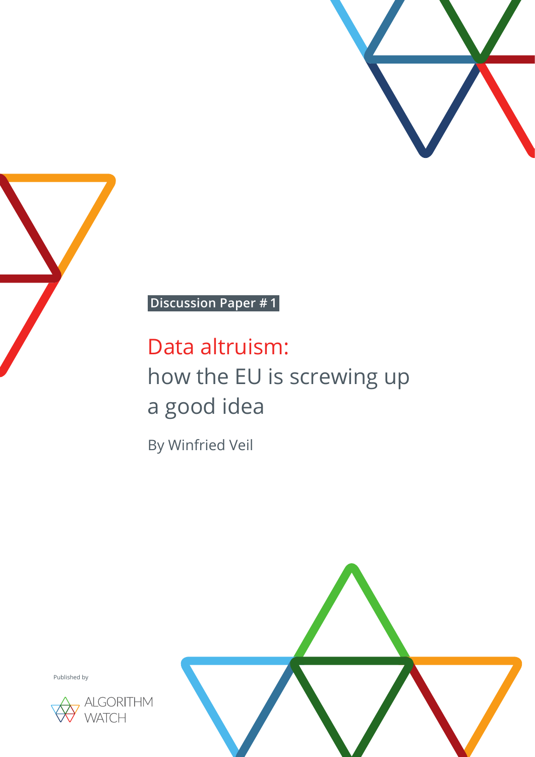**Discussion Paper # 1**

# Data altruism: how the EU is screwing up a good idea

By Winfried Veil

Published by

ALGORITHM WATCH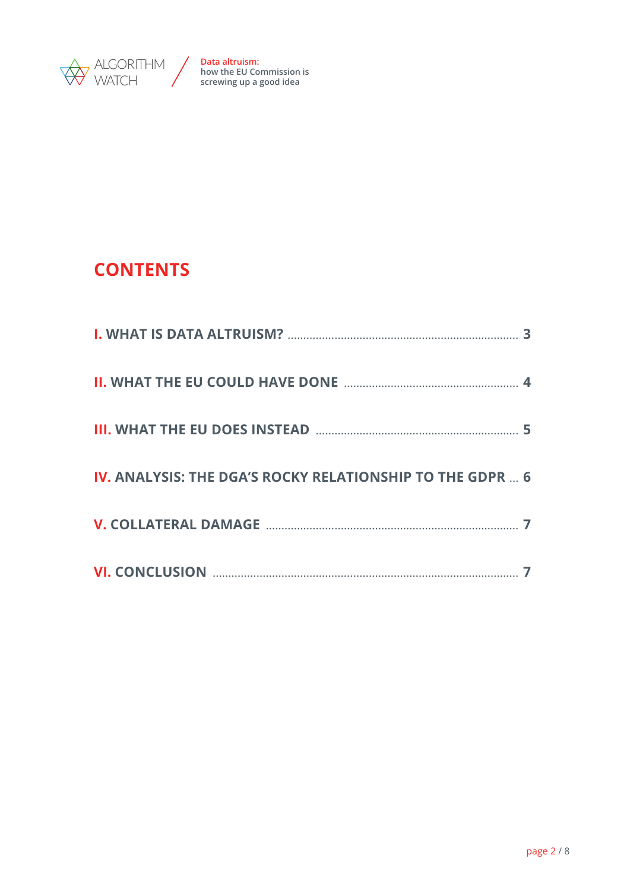## CONTENTS

I. WHAT IS DATA ALTRUISM? ........ 3

II. WHAT THE EU COULD HAVE DONE ........ 4

III. WHAT THE EU DOES INSTEAD ........ 5

IV. ANALYSIS: THE DGA'S ROCKY RELATIONSHIP TO THE GDPR ... 6

V. COLLATERAL DAMAGE ........ 7

VI. CONCLUSION ........ 7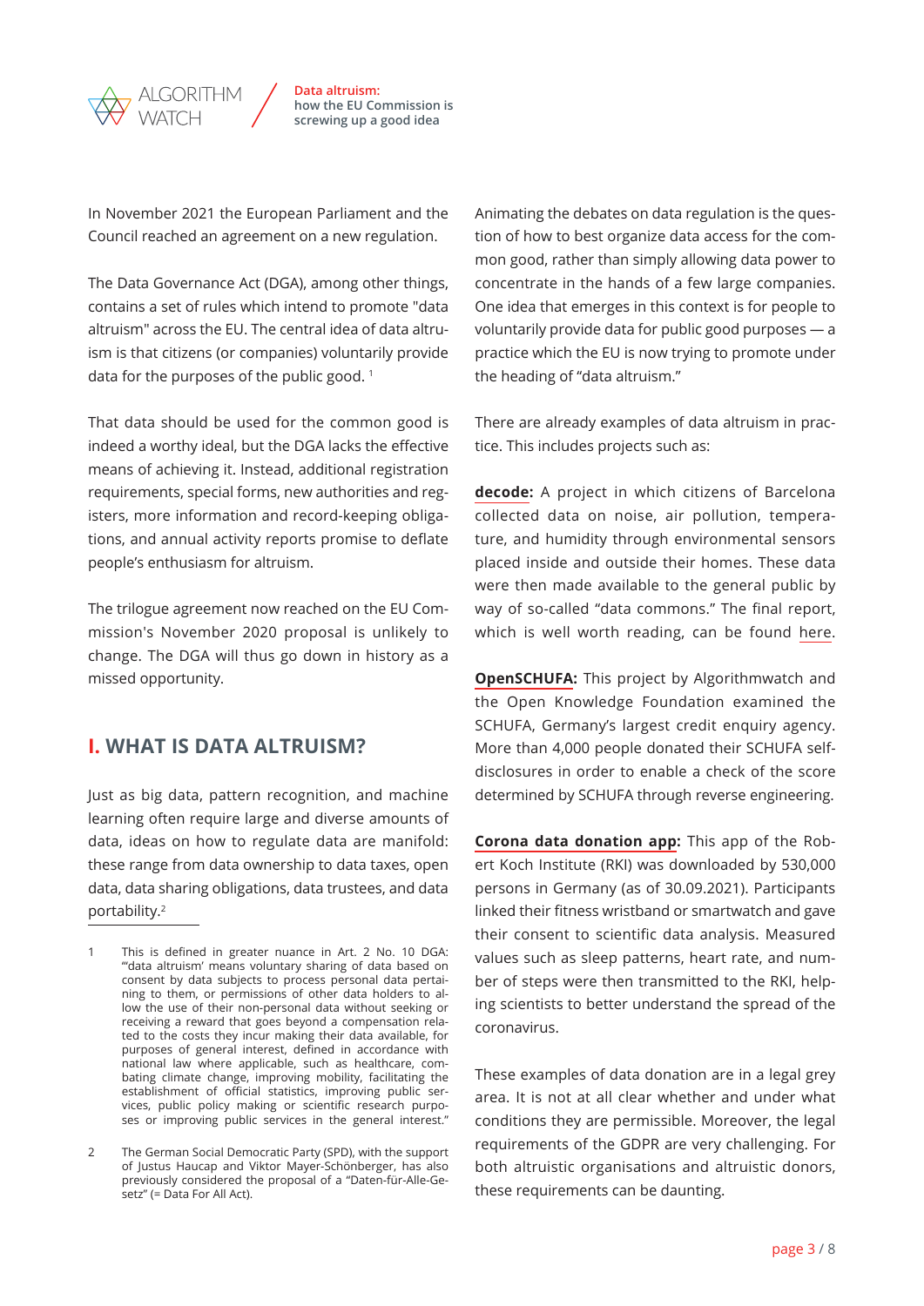In November 2021 the European Parliament and the Council reached an agreement on a new regulation.

The Data Governance Act (DGA), among other things, contains a set of rules which intend to promote "data altruism" across the EU. The central idea of data altruism is that citizens (or companies) voluntarily provide data for the purposes of the public good. [1]

That data should be used for the common good is indeed a worthy ideal, but the DGA lacks the effective means of achieving it. Instead, additional registration requirements, special forms, new authorities and registers, more information and record-keeping obligations, and annual activity reports promise to deflate people's enthusiasm for altruism.

The trilogue agreement now reached on the EU Commission's November 2020 proposal is unlikely to change. The DGA will thus go down in history as a missed opportunity.

## I. WHAT IS DATA ALTRUISM?

Just as big data, pattern recognition, and machine learning often require large and diverse amounts of data, ideas on how to regulate data are manifold: these range from data ownership to data taxes, open data, data sharing obligations, data trustees, and data portability.[2]

Animating the debates on data regulation is the question of how to best organize data access for the common good, rather than simply allowing data power to concentrate in the hands of a few large companies. One idea that emerges in this context is for people to voluntarily provide data for public good purposes — a practice which the EU is now trying to promote under the heading of "data altruism."

There are already examples of data altruism in practice. This includes projects such as:

**decode:** A project in which citizens of Barcelona collected data on noise, air pollution, temperature, and humidity through environmental sensors placed inside and outside their homes. These data were then made available to the general public by way of so-called "data commons." The final report, which is well worth reading, can be found here.

**OpenSCHUFA:** This project by Algorithmwatch and the Open Knowledge Foundation examined the SCHUFA, Germany's largest credit enquiry agency. More than 4,000 people donated their SCHUFA self-disclosures in order to enable a check of the score determined by SCHUFA through reverse engineering.

**Corona data donation app:** This app of the Robert Koch Institute (RKI) was downloaded by 530,000 persons in Germany (as of 30.09.2021). Participants linked their fitness wristband or smartwatch and gave their consent to scientific data analysis. Measured values such as sleep patterns, heart rate, and number of steps were then transmitted to the RKI, helping scientists to better understand the spread of the coronavirus.

These examples of data donation are in a legal grey area. It is not at all clear whether and under what conditions they are permissible. Moreover, the legal requirements of the GDPR are very challenging. For both altruistic organisations and altruistic donors, these requirements can be daunting.

---

1 This is defined in greater nuance in Art. 2 No. 10 DGA: "'data altruism' means voluntary sharing of data based on consent by data subjects to process personal data pertaining to them, or permissions of other data holders to allow the use of their non-personal data without seeking or receiving a reward that goes beyond a compensation related to the costs they incur making their data available, for purposes of general interest, defined in accordance with national law where applicable, such as healthcare, combating climate change, improving mobility, facilitating the establishment of official statistics, improving public services, public policy making or scientific research purposes or improving public services in the general interest."

2 The German Social Democratic Party (SPD), with the support of Justus Haucap and Viktor Mayer-Schönberger, has also previously considered the proposal of a "Daten-für-Alle-Gesetz" (= Data For All Act).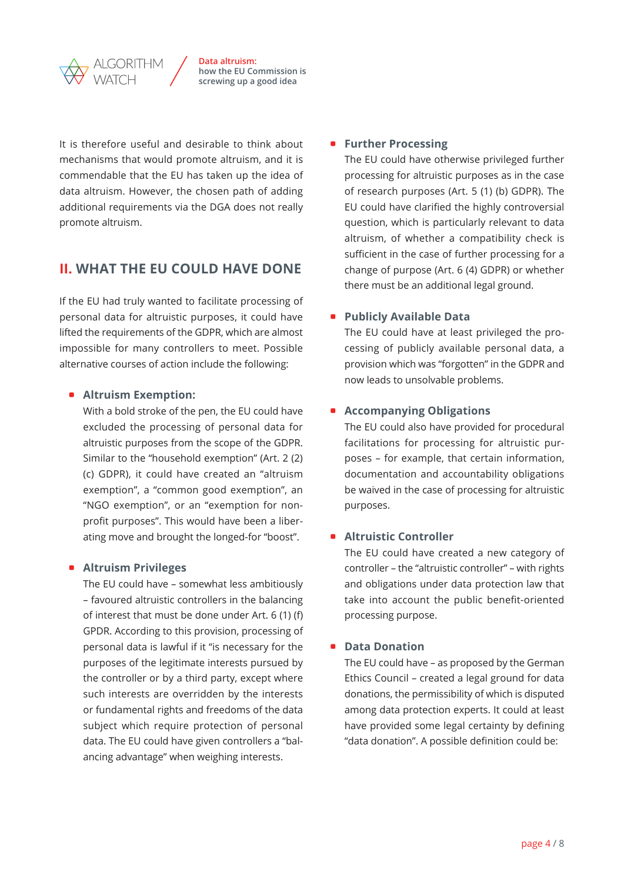It is therefore useful and desirable to think about mechanisms that would promote altruism, and it is commendable that the EU has taken up the idea of data altruism. However, the chosen path of adding additional requirements via the DGA does not really promote altruism.

## II. WHAT THE EU COULD HAVE DONE

If the EU had truly wanted to facilitate processing of personal data for altruistic purposes, it could have lifted the requirements of the GDPR, which are almost impossible for many controllers to meet. Possible alternative courses of action include the following:

- **Altruism Exemption:**
  With a bold stroke of the pen, the EU could have excluded the processing of personal data for altruistic purposes from the scope of the GDPR. Similar to the "household exemption" (Art. 2 (2) (c) GDPR), it could have created an "altruism exemption", a "common good exemption", an "NGO exemption", or an "exemption for non-profit purposes". This would have been a liberating move and brought the longed-for "boost".

- **Altruism Privileges**
  The EU could have – somewhat less ambitiously – favoured altruistic controllers in the balancing of interest that must be done under Art. 6 (1) (f) GPDR. According to this provision, processing of personal data is lawful if it "is necessary for the purposes of the legitimate interests pursued by the controller or by a third party, except where such interests are overridden by the interests or fundamental rights and freedoms of the data subject which require protection of personal data. The EU could have given controllers a "balancing advantage" when weighing interests.

- **Further Processing**
  The EU could have otherwise privileged further processing for altruistic purposes as in the case of research purposes (Art. 5 (1) (b) GDPR). The EU could have clarified the highly controversial question, which is particularly relevant to data altruism, of whether a compatibility check is sufficient in the case of further processing for a change of purpose (Art. 6 (4) GDPR) or whether there must be an additional legal ground.

- **Publicly Available Data**
  The EU could have at least privileged the processing of publicly available personal data, a provision which was "forgotten" in the GDPR and now leads to unsolvable problems.

- **Accompanying Obligations**
  The EU could also have provided for procedural facilitations for processing for altruistic purposes – for example, that certain information, documentation and accountability obligations be waived in the case of processing for altruistic purposes.

- **Altruistic Controller**
  The EU could have created a new category of controller – the "altruistic controller" – with rights and obligations under data protection law that take into account the public benefit-oriented processing purpose.

- **Data Donation**
  The EU could have – as proposed by the German Ethics Council – created a legal ground for data donations, the permissibility of which is disputed among data protection experts. It could at least have provided some legal certainty by defining "data donation". A possible definition could be: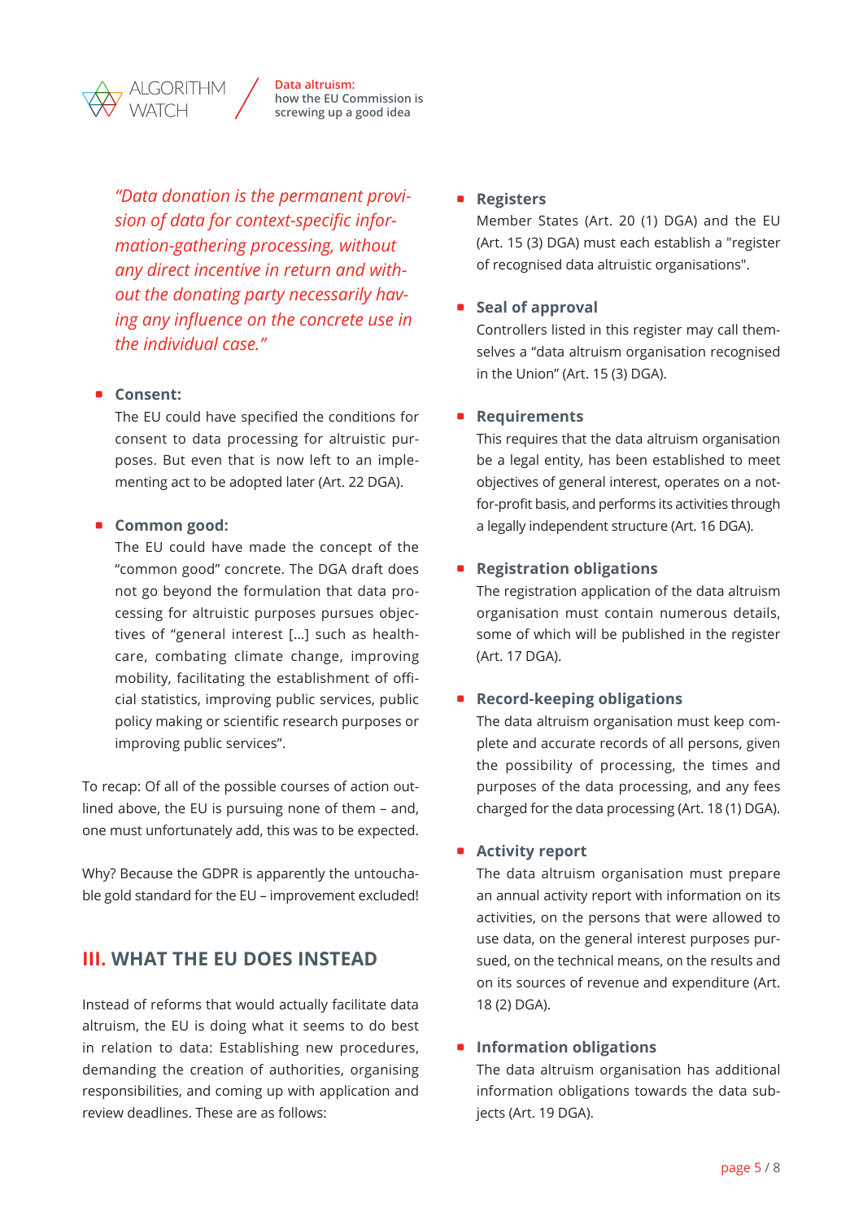*"Data donation is the permanent provision of data for context-specific information-gathering processing, without any direct incentive in return and without the donating party necessarily having any influence on the concrete use in the individual case."*

- **Consent:**
  The EU could have specified the conditions for consent to data processing for altruistic purposes. But even that is now left to an implementing act to be adopted later (Art. 22 DGA).

- **Common good:**
  The EU could have made the concept of the "common good" concrete. The DGA draft does not go beyond the formulation that data processing for altruistic purposes pursues objectives of "general interest […] such as healthcare, combating climate change, improving mobility, facilitating the establishment of official statistics, improving public services, public policy making or scientific research purposes or improving public services".

To recap: Of all of the possible courses of action outlined above, the EU is pursuing none of them – and, one must unfortunately add, this was to be expected.

Why? Because the GDPR is apparently the untouchable gold standard for the EU – improvement excluded!

## III. WHAT THE EU DOES INSTEAD

Instead of reforms that would actually facilitate data altruism, the EU is doing what it seems to do best in relation to data: Establishing new procedures, demanding the creation of authorities, organising responsibilities, and coming up with application and review deadlines. These are as follows:

- **Registers**
  Member States (Art. 20 (1) DGA) and the EU (Art. 15 (3) DGA) must each establish a "register of recognised data altruistic organisations".

- **Seal of approval**
  Controllers listed in this register may call themselves a "data altruism organisation recognised in the Union" (Art. 15 (3) DGA).

- **Requirements**
  This requires that the data altruism organisation be a legal entity, has been established to meet objectives of general interest, operates on a not-for-profit basis, and performs its activities through a legally independent structure (Art. 16 DGA).

- **Registration obligations**
  The registration application of the data altruism organisation must contain numerous details, some of which will be published in the register (Art. 17 DGA).

- **Record-keeping obligations**
  The data altruism organisation must keep complete and accurate records of all persons, given the possibility of processing, the times and purposes of the data processing, and any fees charged for the data processing (Art. 18 (1) DGA).

- **Activity report**
  The data altruism organisation must prepare an annual activity report with information on its activities, on the persons that were allowed to use data, on the general interest purposes pursued, on the technical means, on the results and on its sources of revenue and expenditure (Art. 18 (2) DGA).

- **Information obligations**
  The data altruism organisation has additional information obligations towards the data subjects (Art. 19 DGA).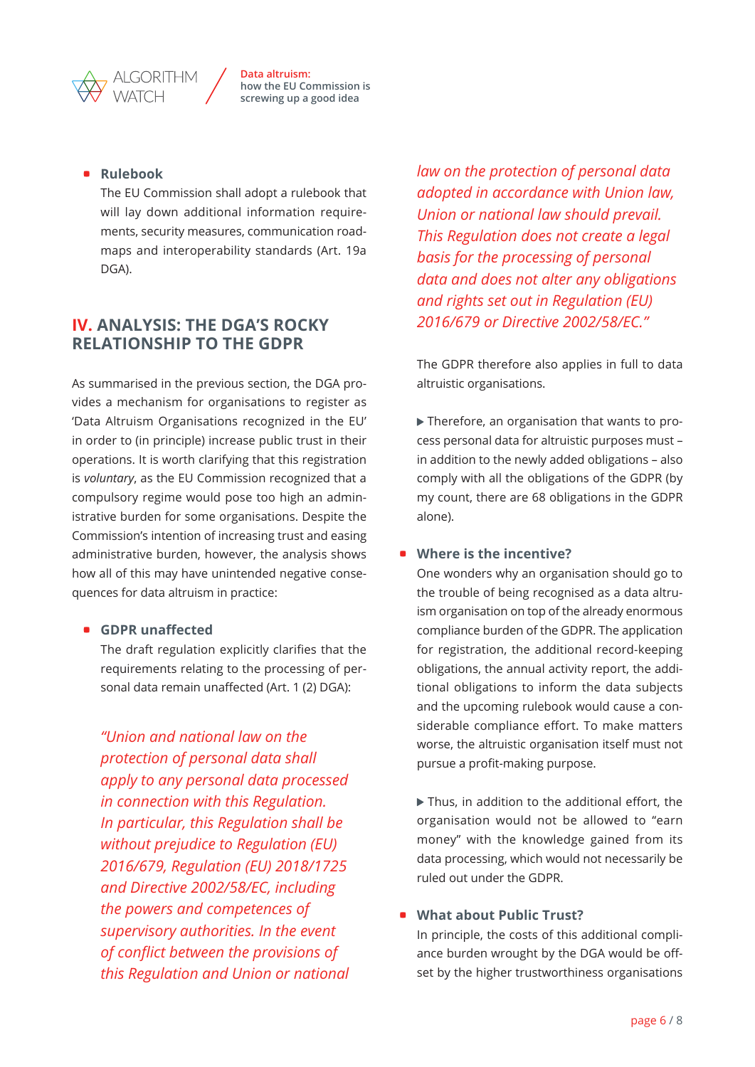- **Rulebook**
  The EU Commission shall adopt a rulebook that will lay down additional information requirements, security measures, communication roadmaps and interoperability standards (Art. 19a DGA).

## IV. ANALYSIS: THE DGA'S ROCKY RELATIONSHIP TO THE GDPR

As summarised in the previous section, the DGA provides a mechanism for organisations to register as 'Data Altruism Organisations recognized in the EU' in order to (in principle) increase public trust in their operations. It is worth clarifying that this registration is *voluntary*, as the EU Commission recognized that a compulsory regime would pose too high an administrative burden for some organisations. Despite the Commission's intention of increasing trust and easing administrative burden, however, the analysis shows how all of this may have unintended negative consequences for data altruism in practice:

- **GDPR unaffected**
  The draft regulation explicitly clarifies that the requirements relating to the processing of personal data remain unaffected (Art. 1 (2) DGA):

  *"Union and national law on the protection of personal data shall apply to any personal data processed in connection with this Regulation. In particular, this Regulation shall be without prejudice to Regulation (EU) 2016/679, Regulation (EU) 2018/1725 and Directive 2002/58/EC, including the powers and competences of supervisory authorities. In the event of conflict between the provisions of this Regulation and Union or national law on the protection of personal data adopted in accordance with Union law, Union or national law should prevail. This Regulation does not create a legal basis for the processing of personal data and does not alter any obligations and rights set out in Regulation (EU) 2016/679 or Directive 2002/58/EC."*

  The GDPR therefore also applies in full to data altruistic organisations.

  ▶ Therefore, an organisation that wants to process personal data for altruistic purposes must – in addition to the newly added obligations – also comply with all the obligations of the GDPR (by my count, there are 68 obligations in the GDPR alone).

- **Where is the incentive?**
  One wonders why an organisation should go to the trouble of being recognised as a data altruism organisation on top of the already enormous compliance burden of the GDPR. The application for registration, the additional record-keeping obligations, the annual activity report, the additional obligations to inform the data subjects and the upcoming rulebook would cause a considerable compliance effort. To make matters worse, the altruistic organisation itself must not pursue a profit-making purpose.

  ▶ Thus, in addition to the additional effort, the organisation would not be allowed to "earn money" with the knowledge gained from its data processing, which would not necessarily be ruled out under the GDPR.

- **What about Public Trust?**
  In principle, the costs of this additional compliance burden wrought by the DGA would be offset by the higher trustworthiness organisations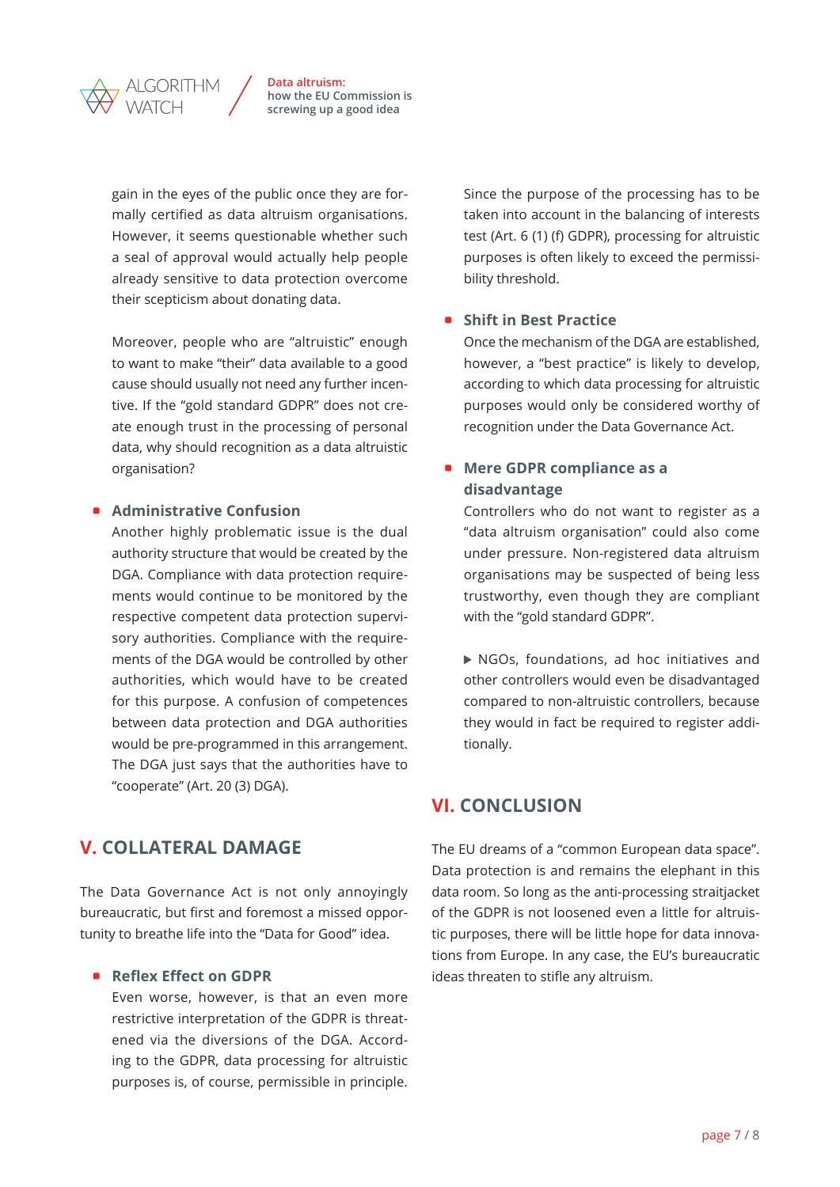gain in the eyes of the public once they are formally certified as data altruism organisations. However, it seems questionable whether such a seal of approval would actually help people already sensitive to data protection overcome their scepticism about donating data.

Moreover, people who are "altruistic" enough to want to make "their" data available to a good cause should usually not need any further incentive. If the "gold standard GDPR" does not create enough trust in the processing of personal data, why should recognition as a data altruistic organisation?

- **Administrative Confusion**
  Another highly problematic issue is the dual authority structure that would be created by the DGA. Compliance with data protection requirements would continue to be monitored by the respective competent data protection supervisory authorities. Compliance with the requirements of the DGA would be controlled by other authorities, which would have to be created for this purpose. A confusion of competences between data protection and DGA authorities would be pre-programmed in this arrangement. The DGA just says that the authorities have to "cooperate" (Art. 20 (3) DGA).

## V. COLLATERAL DAMAGE

The Data Governance Act is not only annoyingly bureaucratic, but first and foremost a missed opportunity to breathe life into the "Data for Good" idea.

- **Reflex Effect on GDPR**
  Even worse, however, is that an even more restrictive interpretation of the GDPR is threatened via the diversions of the DGA. According to the GDPR, data processing for altruistic purposes is, of course, permissible in principle. Since the purpose of the processing has to be taken into account in the balancing of interests test (Art. 6 (1) (f) GDPR), processing for altruistic purposes is often likely to exceed the permissibility threshold.

- **Shift in Best Practice**
  Once the mechanism of the DGA are established, however, a "best practice" is likely to develop, according to which data processing for altruistic purposes would only be considered worthy of recognition under the Data Governance Act.

- **Mere GDPR compliance as a disadvantage**
  Controllers who do not want to register as a "data altruism organisation" could also come under pressure. Non-registered data altruism organisations may be suspected of being less trustworthy, even though they are compliant with the "gold standard GDPR".

  ▶ NGOs, foundations, ad hoc initiatives and other controllers would even be disadvantaged compared to non-altruistic controllers, because they would in fact be required to register additionally.

## VI. CONCLUSION

The EU dreams of a "common European data space". Data protection is and remains the elephant in this data room. So long as the anti-processing straitjacket of the GDPR is not loosened even a little for altruistic purposes, there will be little hope for data innovations from Europe. In any case, the EU's bureaucratic ideas threaten to stifle any altruism.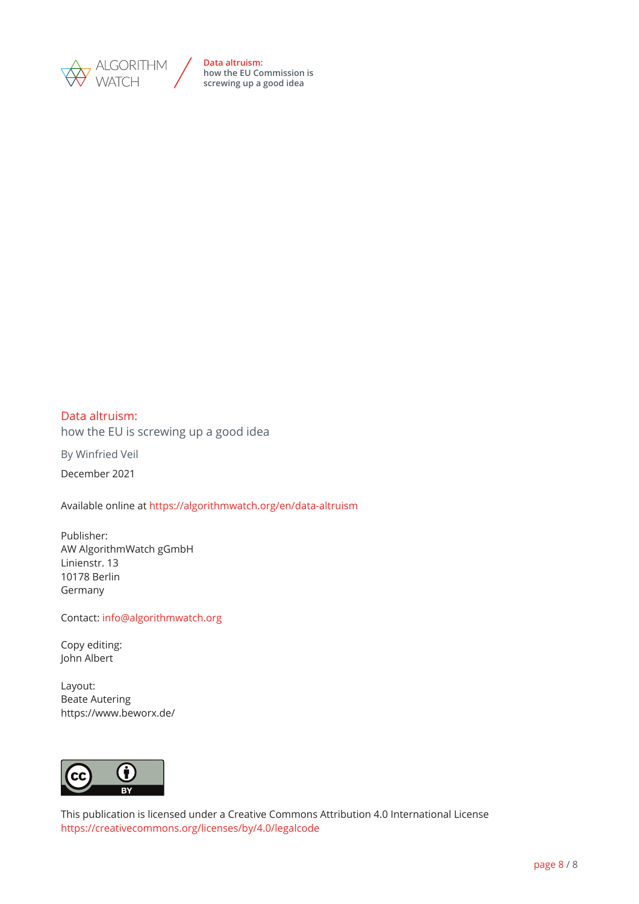Data altruism:
how the EU is screwing up a good idea

By Winfried Veil

December 2021

Available online at https://algorithmwatch.org/en/data-altruism

Publisher:
AW AlgorithmWatch gGmbH
Linienstr. 13
10178 Berlin
Germany

Contact: info@algorithmwatch.org

Copy editing:
John Albert

Layout:
Beate Autering
https://www.beworx.de/

This publication is licensed under a Creative Commons Attribution 4.0 International License
https://creativecommons.org/licenses/by/4.0/legalcode